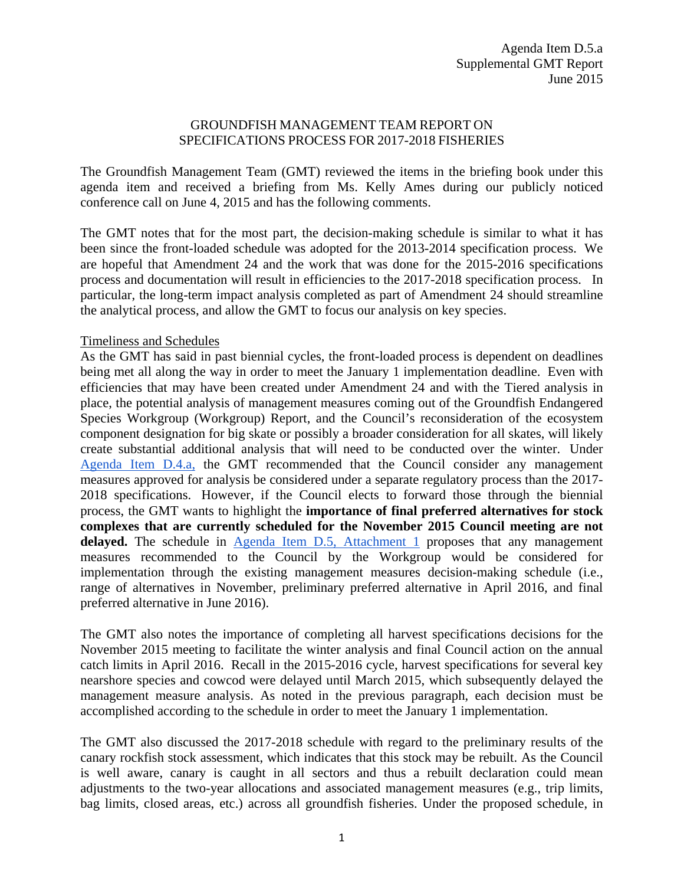Agenda Item D.5.a
Supplemental GMT Report
June 2015

GROUNDFISH MANAGEMENT TEAM REPORT ON SPECIFICATIONS PROCESS FOR 2017-2018 FISHERIES

The Groundfish Management Team (GMT) reviewed the items in the briefing book under this agenda item and received a briefing from Ms. Kelly Ames during our publicly noticed conference call on June 4, 2015 and has the following comments.

The GMT notes that for the most part, the decision-making schedule is similar to what it has been since the front-loaded schedule was adopted for the 2013-2014 specification process. We are hopeful that Amendment 24 and the work that was done for the 2015-2016 specifications process and documentation will result in efficiencies to the 2017-2018 specification process. In particular, the long-term impact analysis completed as part of Amendment 24 should streamline the analytical process, and allow the GMT to focus our analysis on key species.

<u>Timeliness and Schedules</u>

As the GMT has said in past biennial cycles, the front-loaded process is dependent on deadlines being met all along the way in order to meet the January 1 implementation deadline. Even with efficiencies that may have been created under Amendment 24 and with the Tiered analysis in place, the potential analysis of management measures coming out of the Groundfish Endangered Species Workgroup (Workgroup) Report, and the Council's reconsideration of the ecosystem component designation for big skate or possibly a broader consideration for all skates, will likely create substantial additional analysis that will need to be conducted over the winter. Under Agenda Item D.4.a, the GMT recommended that the Council consider any management measures approved for analysis be considered under a separate regulatory process than the 2017-2018 specifications. However, if the Council elects to forward those through the biennial process, the GMT wants to highlight the **importance of final preferred alternatives for stock complexes that are currently scheduled for the November 2015 Council meeting are not delayed.** The schedule in Agenda Item D.5, Attachment 1 proposes that any management measures recommended to the Council by the Workgroup would be considered for implementation through the existing management measures decision-making schedule (i.e., range of alternatives in November, preliminary preferred alternative in April 2016, and final preferred alternative in June 2016).

The GMT also notes the importance of completing all harvest specifications decisions for the November 2015 meeting to facilitate the winter analysis and final Council action on the annual catch limits in April 2016. Recall in the 2015-2016 cycle, harvest specifications for several key nearshore species and cowcod were delayed until March 2015, which subsequently delayed the management measure analysis. As noted in the previous paragraph, each decision must be accomplished according to the schedule in order to meet the January 1 implementation.

The GMT also discussed the 2017-2018 schedule with regard to the preliminary results of the canary rockfish stock assessment, which indicates that this stock may be rebuilt. As the Council is well aware, canary is caught in all sectors and thus a rebuilt declaration could mean adjustments to the two-year allocations and associated management measures (e.g., trip limits, bag limits, closed areas, etc.) across all groundfish fisheries. Under the proposed schedule, in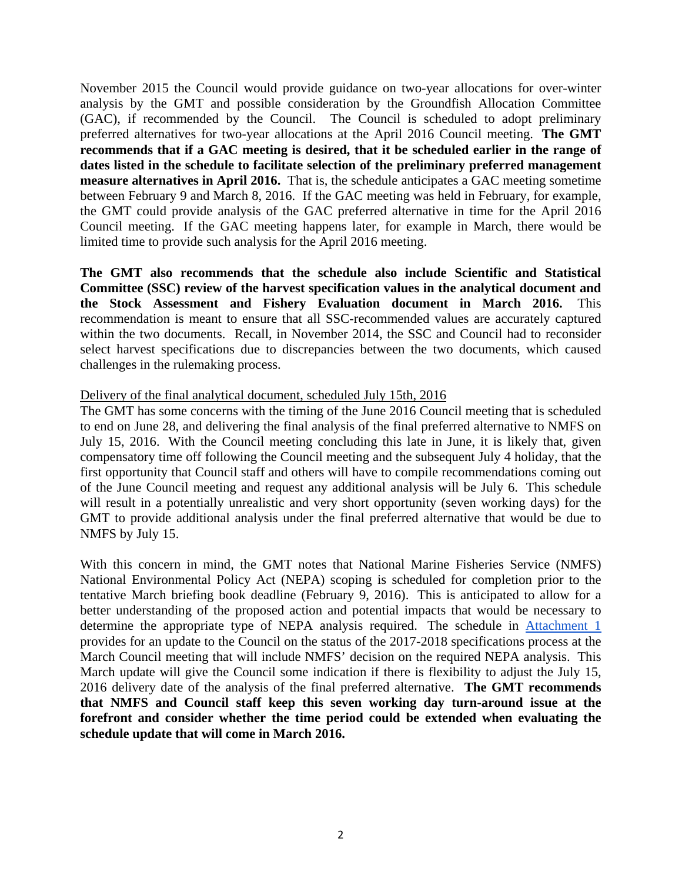November 2015 the Council would provide guidance on two-year allocations for over-winter analysis by the GMT and possible consideration by the Groundfish Allocation Committee (GAC), if recommended by the Council. The Council is scheduled to adopt preliminary preferred alternatives for two-year allocations at the April 2016 Council meeting. **The GMT recommends that if a GAC meeting is desired, that it be scheduled earlier in the range of dates listed in the schedule to facilitate selection of the preliminary preferred management measure alternatives in April 2016.** That is, the schedule anticipates a GAC meeting sometime between February 9 and March 8, 2016. If the GAC meeting was held in February, for example, the GMT could provide analysis of the GAC preferred alternative in time for the April 2016 Council meeting. If the GAC meeting happens later, for example in March, there would be limited time to provide such analysis for the April 2016 meeting.

**The GMT also recommends that the schedule also include Scientific and Statistical Committee (SSC) review of the harvest specification values in the analytical document and the Stock Assessment and Fishery Evaluation document in March 2016.** This recommendation is meant to ensure that all SSC-recommended values are accurately captured within the two documents. Recall, in November 2014, the SSC and Council had to reconsider select harvest specifications due to discrepancies between the two documents, which caused challenges in the rulemaking process.

Delivery of the final analytical document, scheduled July 15th, 2016

The GMT has some concerns with the timing of the June 2016 Council meeting that is scheduled to end on June 28, and delivering the final analysis of the final preferred alternative to NMFS on July 15, 2016. With the Council meeting concluding this late in June, it is likely that, given compensatory time off following the Council meeting and the subsequent July 4 holiday, that the first opportunity that Council staff and others will have to compile recommendations coming out of the June Council meeting and request any additional analysis will be July 6. This schedule will result in a potentially unrealistic and very short opportunity (seven working days) for the GMT to provide additional analysis under the final preferred alternative that would be due to NMFS by July 15.

With this concern in mind, the GMT notes that National Marine Fisheries Service (NMFS) National Environmental Policy Act (NEPA) scoping is scheduled for completion prior to the tentative March briefing book deadline (February 9, 2016). This is anticipated to allow for a better understanding of the proposed action and potential impacts that would be necessary to determine the appropriate type of NEPA analysis required. The schedule in Attachment 1 provides for an update to the Council on the status of the 2017-2018 specifications process at the March Council meeting that will include NMFS' decision on the required NEPA analysis. This March update will give the Council some indication if there is flexibility to adjust the July 15, 2016 delivery date of the analysis of the final preferred alternative. **The GMT recommends that NMFS and Council staff keep this seven working day turn-around issue at the forefront and consider whether the time period could be extended when evaluating the schedule update that will come in March 2016.**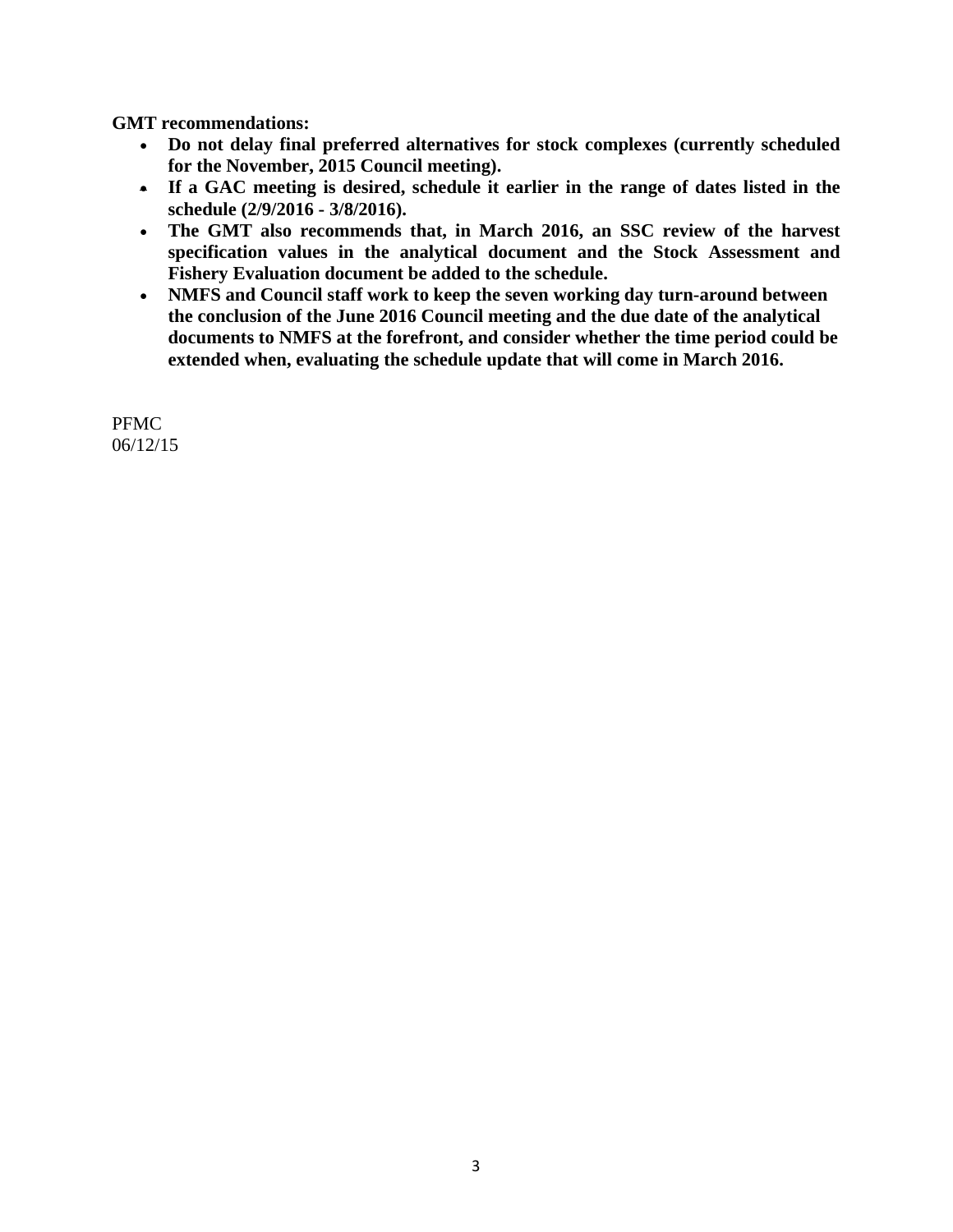**GMT recommendations:**

- **Do not delay final preferred alternatives for stock complexes (currently scheduled for the November, 2015 Council meeting).**
- **If a GAC meeting is desired, schedule it earlier in the range of dates listed in the schedule (2/9/2016 - 3/8/2016).**
- **The GMT also recommends that, in March 2016, an SSC review of the harvest specification values in the analytical document and the Stock Assessment and Fishery Evaluation document be added to the schedule.**
- **NMFS and Council staff work to keep the seven working day turn-around between the conclusion of the June 2016 Council meeting and the due date of the analytical documents to NMFS at the forefront, and consider whether the time period could be extended when, evaluating the schedule update that will come in March 2016.**

PFMC
06/12/15